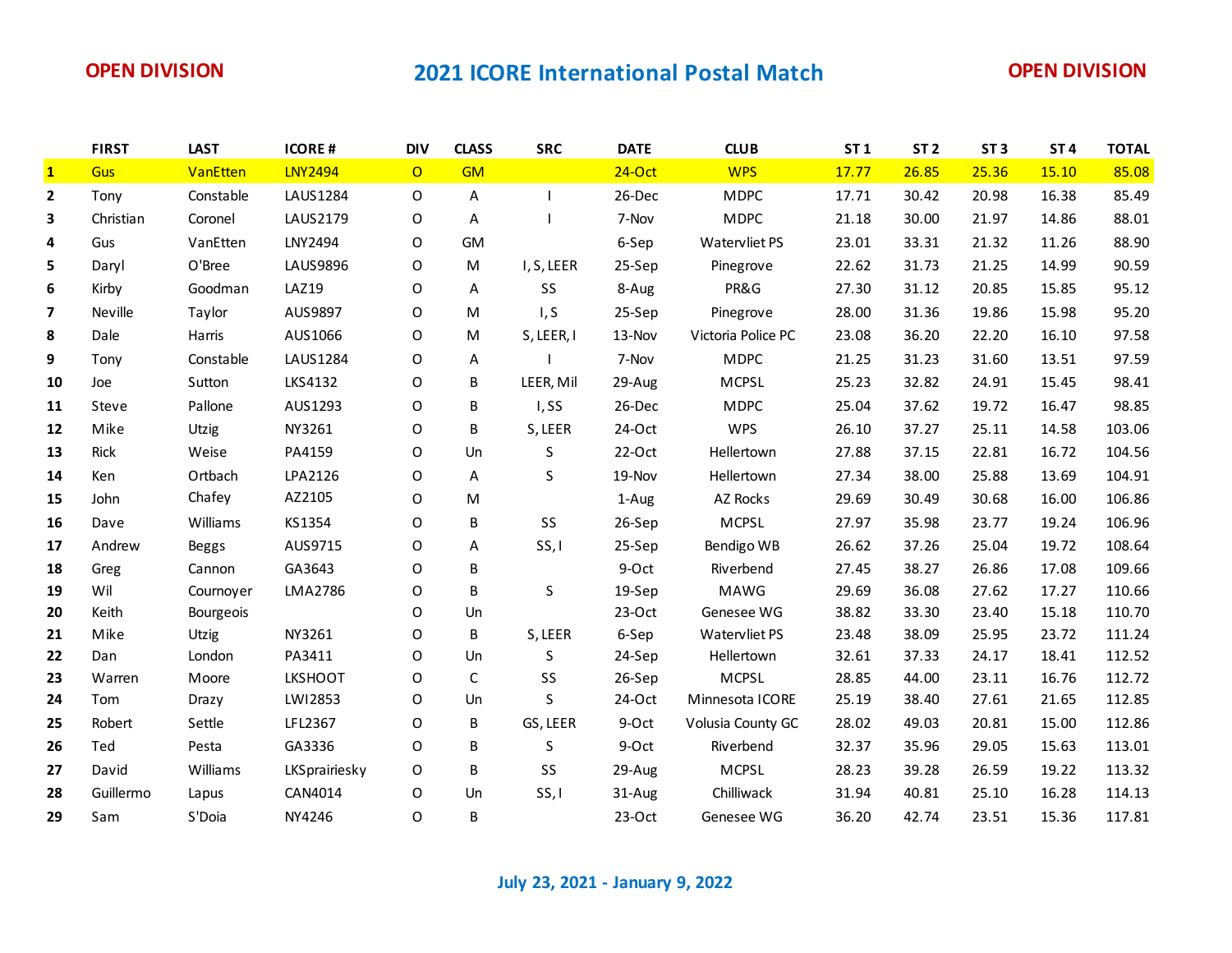**OPEN DIVISION**

# 2021 ICORE International Postal Match

**OPEN DIVISION**

| | FIRST | LAST | ICORE # | DIV | CLASS | SRC | DATE | CLUB | ST 1 | ST 2 | ST 3 | ST 4 | TOTAL |
|---|---|---|---|---|---|---|---|---|---|---|---|---|---|
| 1 | Gus | VanEtten | LNY2494 | O | GM | | 24-Oct | WPS | 17.77 | 26.85 | 25.36 | 15.10 | 85.08 |
| 2 | Tony | Constable | LAUS1284 | O | A | I | 26-Dec | MDPC | 17.71 | 30.42 | 20.98 | 16.38 | 85.49 |
| 3 | Christian | Coronel | LAUS2179 | O | A | I | 7-Nov | MDPC | 21.18 | 30.00 | 21.97 | 14.86 | 88.01 |
| 4 | Gus | VanEtten | LNY2494 | O | GM | | 6-Sep | Watervliet PS | 23.01 | 33.31 | 21.32 | 11.26 | 88.90 |
| 5 | Daryl | O'Bree | LAUS9896 | O | M | I, S, LEER | 25-Sep | Pinegrove | 22.62 | 31.73 | 21.25 | 14.99 | 90.59 |
| 6 | Kirby | Goodman | LAZ19 | O | A | SS | 8-Aug | PR&G | 27.30 | 31.12 | 20.85 | 15.85 | 95.12 |
| 7 | Neville | Taylor | AUS9897 | O | M | I, S | 25-Sep | Pinegrove | 28.00 | 31.36 | 19.86 | 15.98 | 95.20 |
| 8 | Dale | Harris | AUS1066 | O | M | S, LEER, I | 13-Nov | Victoria Police PC | 23.08 | 36.20 | 22.20 | 16.10 | 97.58 |
| 9 | Tony | Constable | LAUS1284 | O | A | I | 7-Nov | MDPC | 21.25 | 31.23 | 31.60 | 13.51 | 97.59 |
| 10 | Joe | Sutton | LKS4132 | O | B | LEER, Mil | 29-Aug | MCPSL | 25.23 | 32.82 | 24.91 | 15.45 | 98.41 |
| 11 | Steve | Pallone | AUS1293 | O | B | I, SS | 26-Dec | MDPC | 25.04 | 37.62 | 19.72 | 16.47 | 98.85 |
| 12 | Mike | Utzig | NY3261 | O | B | S, LEER | 24-Oct | WPS | 26.10 | 37.27 | 25.11 | 14.58 | 103.06 |
| 13 | Rick | Weise | PA4159 | O | Un | S | 22-Oct | Hellertown | 27.88 | 37.15 | 22.81 | 16.72 | 104.56 |
| 14 | Ken | Ortbach | LPA2126 | O | A | S | 19-Nov | Hellertown | 27.34 | 38.00 | 25.88 | 13.69 | 104.91 |
| 15 | John | Chafey | AZ2105 | O | M | | 1-Aug | AZ Rocks | 29.69 | 30.49 | 30.68 | 16.00 | 106.86 |
| 16 | Dave | Williams | KS1354 | O | B | SS | 26-Sep | MCPSL | 27.97 | 35.98 | 23.77 | 19.24 | 106.96 |
| 17 | Andrew | Beggs | AUS9715 | O | A | SS, I | 25-Sep | Bendigo WB | 26.62 | 37.26 | 25.04 | 19.72 | 108.64 |
| 18 | Greg | Cannon | GA3643 | O | B | | 9-Oct | Riverbend | 27.45 | 38.27 | 26.86 | 17.08 | 109.66 |
| 19 | Wil | Cournoyer | LMA2786 | O | B | S | 19-Sep | MAWG | 29.69 | 36.08 | 27.62 | 17.27 | 110.66 |
| 20 | Keith | Bourgeois | | O | Un | | 23-Oct | Genesee WG | 38.82 | 33.30 | 23.40 | 15.18 | 110.70 |
| 21 | Mike | Utzig | NY3261 | O | B | S, LEER | 6-Sep | Watervliet PS | 23.48 | 38.09 | 25.95 | 23.72 | 111.24 |
| 22 | Dan | London | PA3411 | O | Un | S | 24-Sep | Hellertown | 32.61 | 37.33 | 24.17 | 18.41 | 112.52 |
| 23 | Warren | Moore | LKSHOOT | O | C | SS | 26-Sep | MCPSL | 28.85 | 44.00 | 23.11 | 16.76 | 112.72 |
| 24 | Tom | Drazy | LWI2853 | O | Un | S | 24-Oct | Minnesota ICORE | 25.19 | 38.40 | 27.61 | 21.65 | 112.85 |
| 25 | Robert | Settle | LFL2367 | O | B | GS, LEER | 9-Oct | Volusia County GC | 28.02 | 49.03 | 20.81 | 15.00 | 112.86 |
| 26 | Ted | Pesta | GA3336 | O | B | S | 9-Oct | Riverbend | 32.37 | 35.96 | 29.05 | 15.63 | 113.01 |
| 27 | David | Williams | LKSprairiesky | O | B | SS | 29-Aug | MCPSL | 28.23 | 39.28 | 26.59 | 19.22 | 113.32 |
| 28 | Guillermo | Lapus | CAN4014 | O | Un | SS, I | 31-Aug | Chilliwack | 31.94 | 40.81 | 25.10 | 16.28 | 114.13 |
| 29 | Sam | S'Doia | NY4246 | O | B | | 23-Oct | Genesee WG | 36.20 | 42.74 | 23.51 | 15.36 | 117.81 |

**July 23, 2021 - January 9, 2022**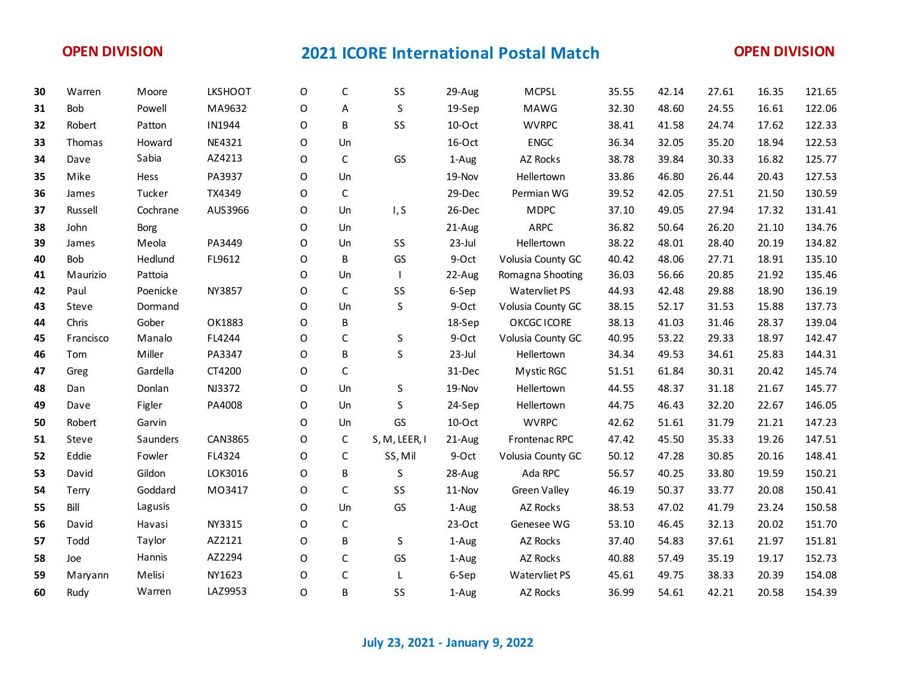**OPEN DIVISION** — **2021 ICORE International Postal Match** — **OPEN DIVISION**

| | | | | | | | | | | | | | |
|---|---|---|---|---|---|---|---|---|---|---|---|---|---|
| 30 | Warren | Moore | LKSHOOT | O | C | SS | 29-Aug | MCPSL | 35.55 | 42.14 | 27.61 | 16.35 | 121.65 |
| 31 | Bob | Powell | MA9632 | O | A | S | 19-Sep | MAWG | 32.30 | 48.60 | 24.55 | 16.61 | 122.06 |
| 32 | Robert | Patton | IN1944 | O | B | SS | 10-Oct | WVRPC | 38.41 | 41.58 | 24.74 | 17.62 | 122.33 |
| 33 | Thomas | Howard | NE4321 | O | Un | | 16-Oct | ENGC | 36.34 | 32.05 | 35.20 | 18.94 | 122.53 |
| 34 | Dave | Sabia | AZ4213 | O | C | GS | 1-Aug | AZ Rocks | 38.78 | 39.84 | 30.33 | 16.82 | 125.77 |
| 35 | Mike | Hess | PA3937 | O | Un | | 19-Nov | Hellertown | 33.86 | 46.80 | 26.44 | 20.43 | 127.53 |
| 36 | James | Tucker | TX4349 | O | C | | 29-Dec | Permian WG | 39.52 | 42.05 | 27.51 | 21.50 | 130.59 |
| 37 | Russell | Cochrane | AUS3966 | O | Un | I, S | 26-Dec | MDPC | 37.10 | 49.05 | 27.94 | 17.32 | 131.41 |
| 38 | John | Borg | | O | Un | | 21-Aug | ARPC | 36.82 | 50.64 | 26.20 | 21.10 | 134.76 |
| 39 | James | Meola | PA3449 | O | Un | SS | 23-Jul | Hellertown | 38.22 | 48.01 | 28.40 | 20.19 | 134.82 |
| 40 | Bob | Hedlund | FL9612 | O | B | GS | 9-Oct | Volusia County GC | 40.42 | 48.06 | 27.71 | 18.91 | 135.10 |
| 41 | Maurizio | Pattoia | | O | Un | I | 22-Aug | Romagna Shooting | 36.03 | 56.66 | 20.85 | 21.92 | 135.46 |
| 42 | Paul | Poenicke | NY3857 | O | C | SS | 6-Sep | Watervliet PS | 44.93 | 42.48 | 29.88 | 18.90 | 136.19 |
| 43 | Steve | Dormand | | O | Un | S | 9-Oct | Volusia County GC | 38.15 | 52.17 | 31.53 | 15.88 | 137.73 |
| 44 | Chris | Gober | OK1883 | O | B | | 18-Sep | OKCGC ICORE | 38.13 | 41.03 | 31.46 | 28.37 | 139.04 |
| 45 | Francisco | Manalo | FL4244 | O | C | S | 9-Oct | Volusia County GC | 40.95 | 53.22 | 29.33 | 18.97 | 142.47 |
| 46 | Tom | Miller | PA3347 | O | B | S | 23-Jul | Hellertown | 34.34 | 49.53 | 34.61 | 25.83 | 144.31 |
| 47 | Greg | Gardella | CT4200 | O | C | | 31-Dec | Mystic RGC | 51.51 | 61.84 | 30.31 | 20.42 | 145.74 |
| 48 | Dan | Donlan | NJ3372 | O | Un | S | 19-Nov | Hellertown | 44.55 | 48.37 | 31.18 | 21.67 | 145.77 |
| 49 | Dave | Figler | PA4008 | O | Un | S | 24-Sep | Hellertown | 44.75 | 46.43 | 32.20 | 22.67 | 146.05 |
| 50 | Robert | Garvin | | O | Un | GS | 10-Oct | WVRPC | 42.62 | 51.61 | 31.79 | 21.21 | 147.23 |
| 51 | Steve | Saunders | CAN3865 | O | C | S, M, LEER, I | 21-Aug | Frontenac RPC | 47.42 | 45.50 | 35.33 | 19.26 | 147.51 |
| 52 | Eddie | Fowler | FL4324 | O | C | SS, Mil | 9-Oct | Volusia County GC | 50.12 | 47.28 | 30.85 | 20.16 | 148.41 |
| 53 | David | Gildon | LOK3016 | O | B | S | 28-Aug | Ada RPC | 56.57 | 40.25 | 33.80 | 19.59 | 150.21 |
| 54 | Terry | Goddard | MO3417 | O | C | SS | 11-Nov | Green Valley | 46.19 | 50.37 | 33.77 | 20.08 | 150.41 |
| 55 | Bill | Lagusis | | O | Un | GS | 1-Aug | AZ Rocks | 38.53 | 47.02 | 41.79 | 23.24 | 150.58 |
| 56 | David | Havasi | NY3315 | O | C | | 23-Oct | Genesee WG | 53.10 | 46.45 | 32.13 | 20.02 | 151.70 |
| 57 | Todd | Taylor | AZ2121 | O | B | S | 1-Aug | AZ Rocks | 37.40 | 54.83 | 37.61 | 21.97 | 151.81 |
| 58 | Joe | Hannis | AZ2294 | O | C | GS | 1-Aug | AZ Rocks | 40.88 | 57.49 | 35.19 | 19.17 | 152.73 |
| 59 | Maryann | Melisi | NY1623 | O | C | L | 6-Sep | Watervliet PS | 45.61 | 49.75 | 38.33 | 20.39 | 154.08 |
| 60 | Rudy | Warren | LAZ9953 | O | B | SS | 1-Aug | AZ Rocks | 36.99 | 54.61 | 42.21 | 20.58 | 154.39 |

**July 23, 2021 - January 9, 2022**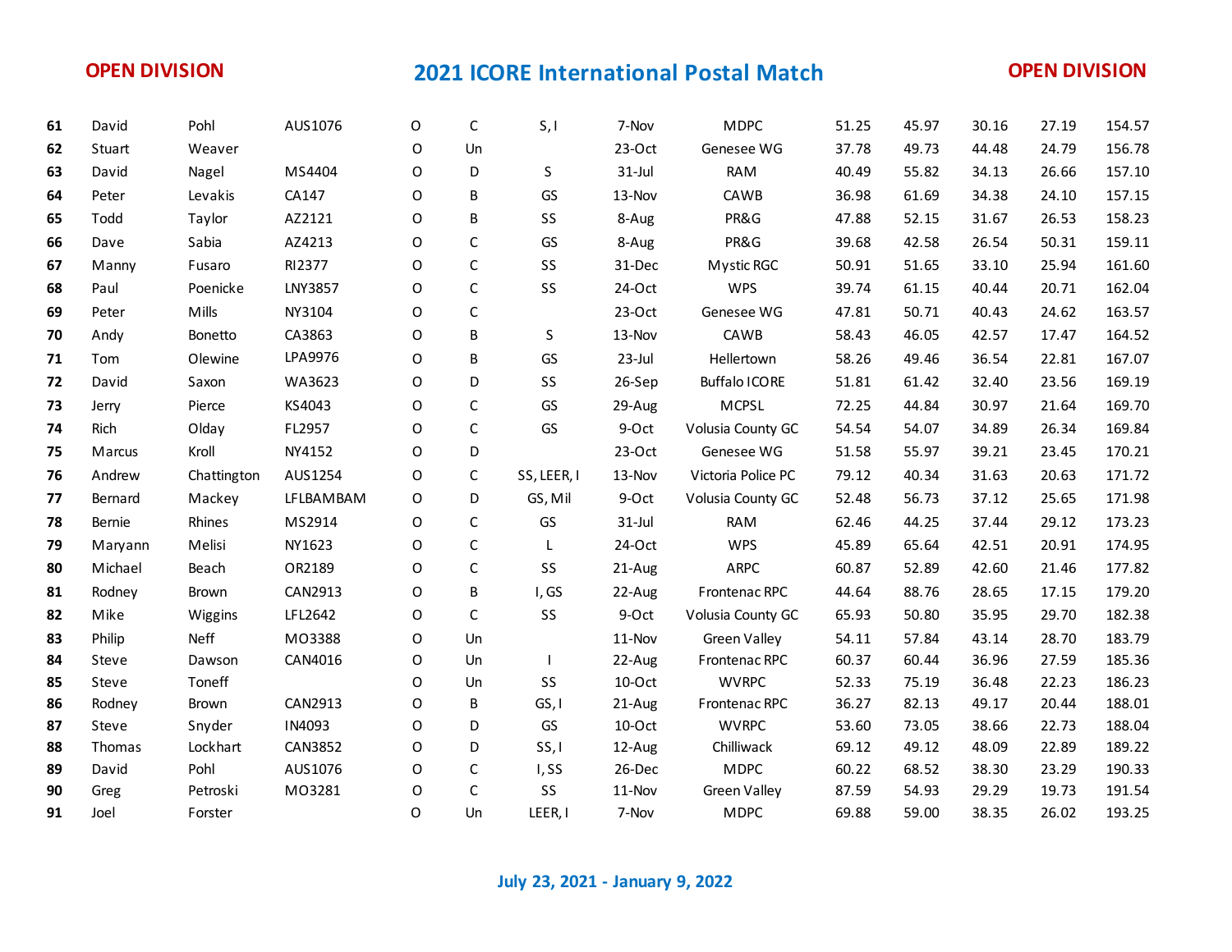**OPEN DIVISION** — **2021 ICORE International Postal Match** — **OPEN DIVISION**

| | | | | | | | | | | | | | |
|---|---|---|---|---|---|---|---|---|---|---|---|---|---|
| **61** | David | Pohl | AUS1076 | O | C | S, I | 7-Nov | MDPC | 51.25 | 45.97 | 30.16 | 27.19 | 154.57 |
| **62** | Stuart | Weaver | | O | Un | | 23-Oct | Genesee WG | 37.78 | 49.73 | 44.48 | 24.79 | 156.78 |
| **63** | David | Nagel | MS4404 | O | D | S | 31-Jul | RAM | 40.49 | 55.82 | 34.13 | 26.66 | 157.10 |
| **64** | Peter | Levakis | CA147 | O | B | GS | 13-Nov | CAWB | 36.98 | 61.69 | 34.38 | 24.10 | 157.15 |
| **65** | Todd | Taylor | AZ2121 | O | B | SS | 8-Aug | PR&G | 47.88 | 52.15 | 31.67 | 26.53 | 158.23 |
| **66** | Dave | Sabia | AZ4213 | O | C | GS | 8-Aug | PR&G | 39.68 | 42.58 | 26.54 | 50.31 | 159.11 |
| **67** | Manny | Fusaro | RI2377 | O | C | SS | 31-Dec | Mystic RGC | 50.91 | 51.65 | 33.10 | 25.94 | 161.60 |
| **68** | Paul | Poenicke | LNY3857 | O | C | SS | 24-Oct | WPS | 39.74 | 61.15 | 40.44 | 20.71 | 162.04 |
| **69** | Peter | Mills | NY3104 | O | C | | 23-Oct | Genesee WG | 47.81 | 50.71 | 40.43 | 24.62 | 163.57 |
| **70** | Andy | Bonetto | CA3863 | O | B | S | 13-Nov | CAWB | 58.43 | 46.05 | 42.57 | 17.47 | 164.52 |
| **71** | Tom | Olewine | LPA9976 | O | B | GS | 23-Jul | Hellertown | 58.26 | 49.46 | 36.54 | 22.81 | 167.07 |
| **72** | David | Saxon | WA3623 | O | D | SS | 26-Sep | Buffalo ICORE | 51.81 | 61.42 | 32.40 | 23.56 | 169.19 |
| **73** | Jerry | Pierce | KS4043 | O | C | GS | 29-Aug | MCPSL | 72.25 | 44.84 | 30.97 | 21.64 | 169.70 |
| **74** | Rich | Olday | FL2957 | O | C | GS | 9-Oct | Volusia County GC | 54.54 | 54.07 | 34.89 | 26.34 | 169.84 |
| **75** | Marcus | Kroll | NY4152 | O | D | | 23-Oct | Genesee WG | 51.58 | 55.97 | 39.21 | 23.45 | 170.21 |
| **76** | Andrew | Chattington | AUS1254 | O | C | SS, LEER, I | 13-Nov | Victoria Police PC | 79.12 | 40.34 | 31.63 | 20.63 | 171.72 |
| **77** | Bernard | Mackey | LFLBAMBAM | O | D | GS, Mil | 9-Oct | Volusia County GC | 52.48 | 56.73 | 37.12 | 25.65 | 171.98 |
| **78** | Bernie | Rhines | MS2914 | O | C | GS | 31-Jul | RAM | 62.46 | 44.25 | 37.44 | 29.12 | 173.23 |
| **79** | Maryann | Melisi | NY1623 | O | C | L | 24-Oct | WPS | 45.89 | 65.64 | 42.51 | 20.91 | 174.95 |
| **80** | Michael | Beach | OR2189 | O | C | SS | 21-Aug | ARPC | 60.87 | 52.89 | 42.60 | 21.46 | 177.82 |
| **81** | Rodney | Brown | CAN2913 | O | B | I, GS | 22-Aug | Frontenac RPC | 44.64 | 88.76 | 28.65 | 17.15 | 179.20 |
| **82** | Mike | Wiggins | LFL2642 | O | C | SS | 9-Oct | Volusia County GC | 65.93 | 50.80 | 35.95 | 29.70 | 182.38 |
| **83** | Philip | Neff | MO3388 | O | Un | | 11-Nov | Green Valley | 54.11 | 57.84 | 43.14 | 28.70 | 183.79 |
| **84** | Steve | Dawson | CAN4016 | O | Un | I | 22-Aug | Frontenac RPC | 60.37 | 60.44 | 36.96 | 27.59 | 185.36 |
| **85** | Steve | Toneff | | O | Un | SS | 10-Oct | WVRPC | 52.33 | 75.19 | 36.48 | 22.23 | 186.23 |
| **86** | Rodney | Brown | CAN2913 | O | B | GS, I | 21-Aug | Frontenac RPC | 36.27 | 82.13 | 49.17 | 20.44 | 188.01 |
| **87** | Steve | Snyder | IN4093 | O | D | GS | 10-Oct | WVRPC | 53.60 | 73.05 | 38.66 | 22.73 | 188.04 |
| **88** | Thomas | Lockhart | CAN3852 | O | D | SS, I | 12-Aug | Chilliwack | 69.12 | 49.12 | 48.09 | 22.89 | 189.22 |
| **89** | David | Pohl | AUS1076 | O | C | I, SS | 26-Dec | MDPC | 60.22 | 68.52 | 38.30 | 23.29 | 190.33 |
| **90** | Greg | Petroski | MO3281 | O | C | SS | 11-Nov | Green Valley | 87.59 | 54.93 | 29.29 | 19.73 | 191.54 |
| **91** | Joel | Forster | | O | Un | LEER, I | 7-Nov | MDPC | 69.88 | 59.00 | 38.35 | 26.02 | 193.25 |

**July 23, 2021 - January 9, 2022**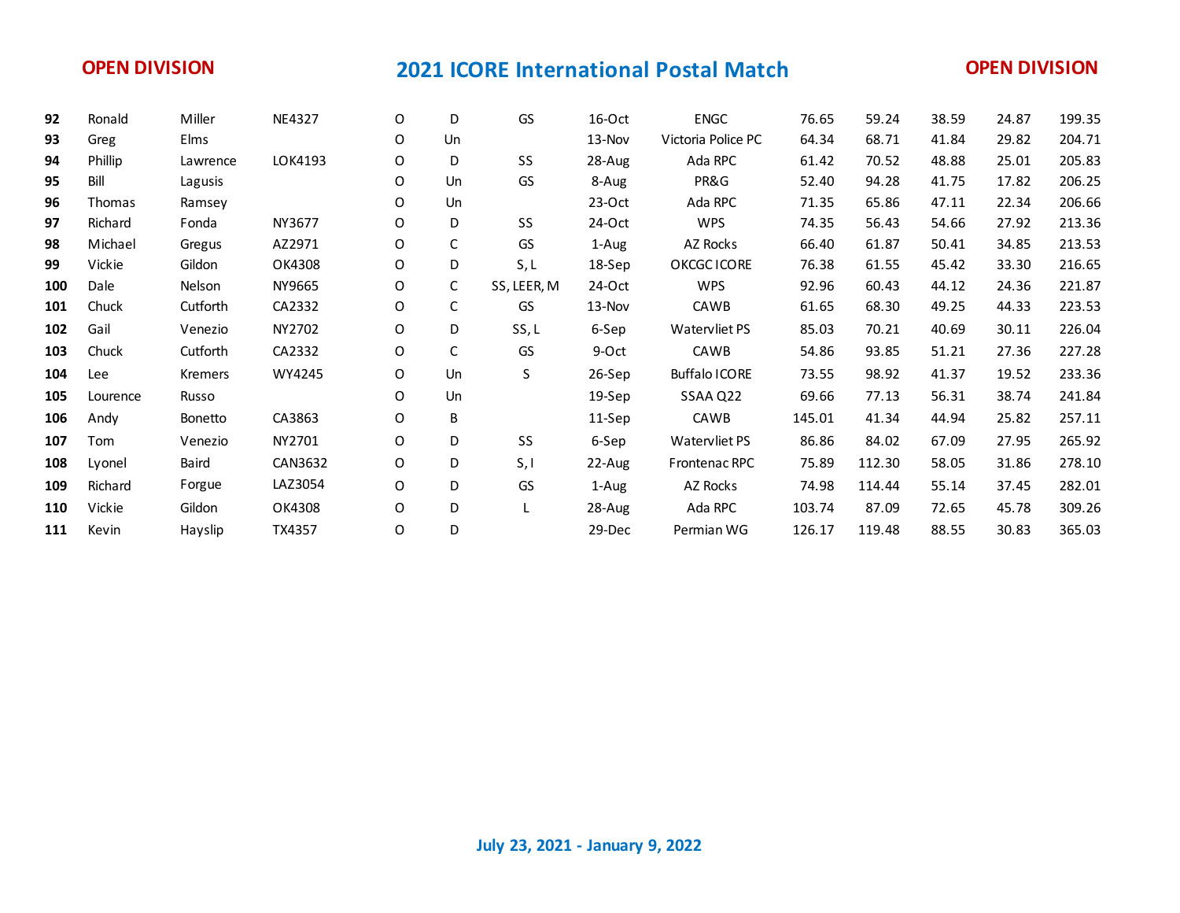**OPEN DIVISION**

# 2021 ICORE International Postal Match

**OPEN DIVISION**

| | | | | | | | | | | | | | |
|---|---|---|---|---|---|---|---|---|---|---|---|---|---|
| **92** | Ronald | Miller | NE4327 | O | D | GS | 16-Oct | ENGC | 76.65 | 59.24 | 38.59 | 24.87 | 199.35 |
| **93** | Greg | Elms | | O | Un | | 13-Nov | Victoria Police PC | 64.34 | 68.71 | 41.84 | 29.82 | 204.71 |
| **94** | Phillip | Lawrence | LOK4193 | O | D | SS | 28-Aug | Ada RPC | 61.42 | 70.52 | 48.88 | 25.01 | 205.83 |
| **95** | Bill | Lagusis | | O | Un | GS | 8-Aug | PR&G | 52.40 | 94.28 | 41.75 | 17.82 | 206.25 |
| **96** | Thomas | Ramsey | | O | Un | | 23-Oct | Ada RPC | 71.35 | 65.86 | 47.11 | 22.34 | 206.66 |
| **97** | Richard | Fonda | NY3677 | O | D | SS | 24-Oct | WPS | 74.35 | 56.43 | 54.66 | 27.92 | 213.36 |
| **98** | Michael | Gregus | AZ2971 | O | C | GS | 1-Aug | AZ Rocks | 66.40 | 61.87 | 50.41 | 34.85 | 213.53 |
| **99** | Vickie | Gildon | OK4308 | O | D | S, L | 18-Sep | OKCGC ICORE | 76.38 | 61.55 | 45.42 | 33.30 | 216.65 |
| **100** | Dale | Nelson | NY9665 | O | C | SS, LEER, M | 24-Oct | WPS | 92.96 | 60.43 | 44.12 | 24.36 | 221.87 |
| **101** | Chuck | Cutforth | CA2332 | O | C | GS | 13-Nov | CAWB | 61.65 | 68.30 | 49.25 | 44.33 | 223.53 |
| **102** | Gail | Venezio | NY2702 | O | D | SS, L | 6-Sep | Watervliet PS | 85.03 | 70.21 | 40.69 | 30.11 | 226.04 |
| **103** | Chuck | Cutforth | CA2332 | O | C | GS | 9-Oct | CAWB | 54.86 | 93.85 | 51.21 | 27.36 | 227.28 |
| **104** | Lee | Kremers | WY4245 | O | Un | S | 26-Sep | Buffalo ICORE | 73.55 | 98.92 | 41.37 | 19.52 | 233.36 |
| **105** | Lourence | Russo | | O | Un | | 19-Sep | SSAA Q22 | 69.66 | 77.13 | 56.31 | 38.74 | 241.84 |
| **106** | Andy | Bonetto | CA3863 | O | B | | 11-Sep | CAWB | 145.01 | 41.34 | 44.94 | 25.82 | 257.11 |
| **107** | Tom | Venezio | NY2701 | O | D | SS | 6-Sep | Watervliet PS | 86.86 | 84.02 | 67.09 | 27.95 | 265.92 |
| **108** | Lyonel | Baird | CAN3632 | O | D | S, I | 22-Aug | Frontenac RPC | 75.89 | 112.30 | 58.05 | 31.86 | 278.10 |
| **109** | Richard | Forgue | LAZ3054 | O | D | GS | 1-Aug | AZ Rocks | 74.98 | 114.44 | 55.14 | 37.45 | 282.01 |
| **110** | Vickie | Gildon | OK4308 | O | D | L | 28-Aug | Ada RPC | 103.74 | 87.09 | 72.65 | 45.78 | 309.26 |
| **111** | Kevin | Hayslip | TX4357 | O | D | | 29-Dec | Permian WG | 126.17 | 119.48 | 88.55 | 30.83 | 365.03 |

**July 23, 2021 - January 9, 2022**